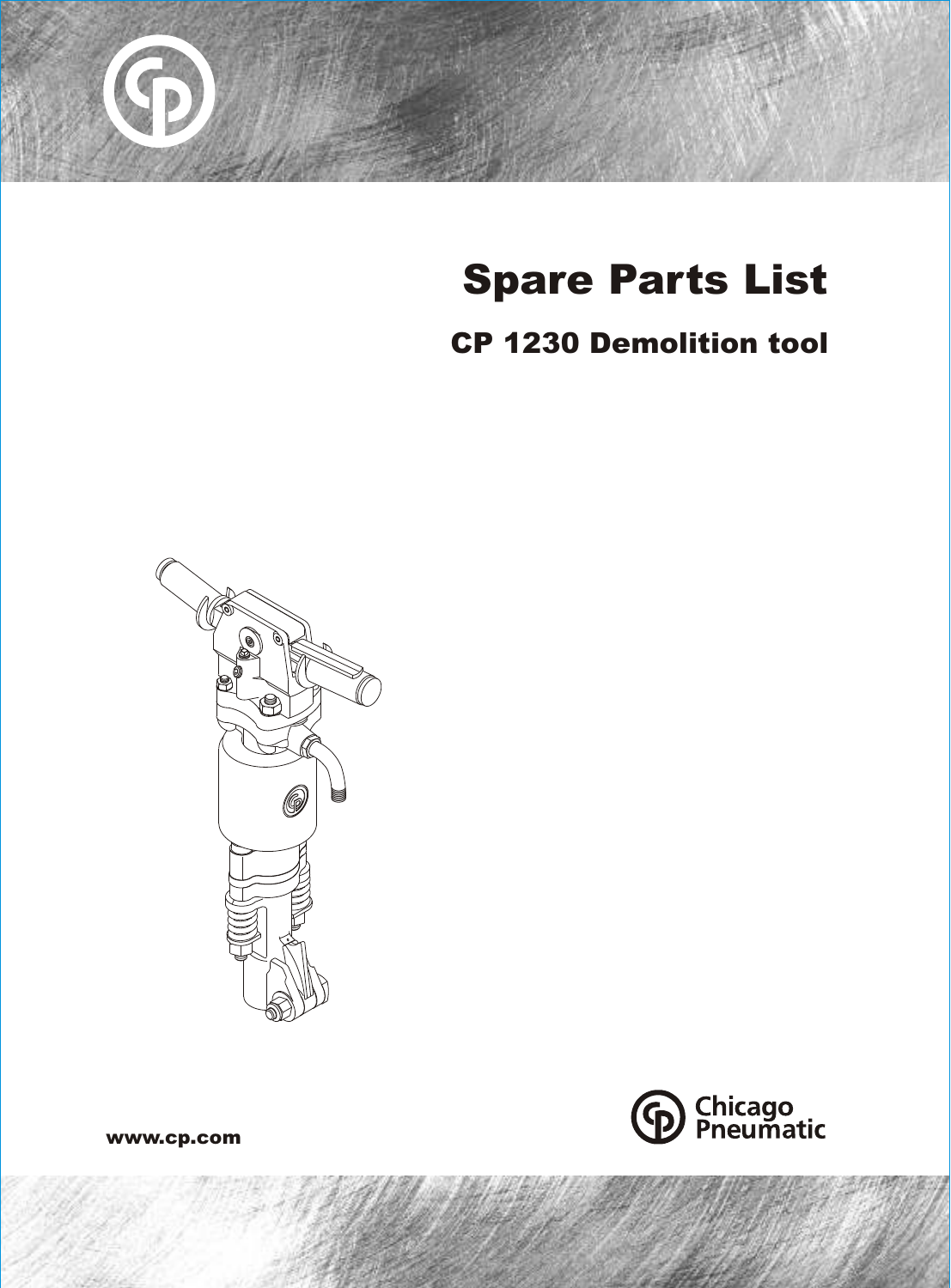# Spare Parts List

## CP 1230 Demolition tool

Chicago Pneumatic

www.cp.com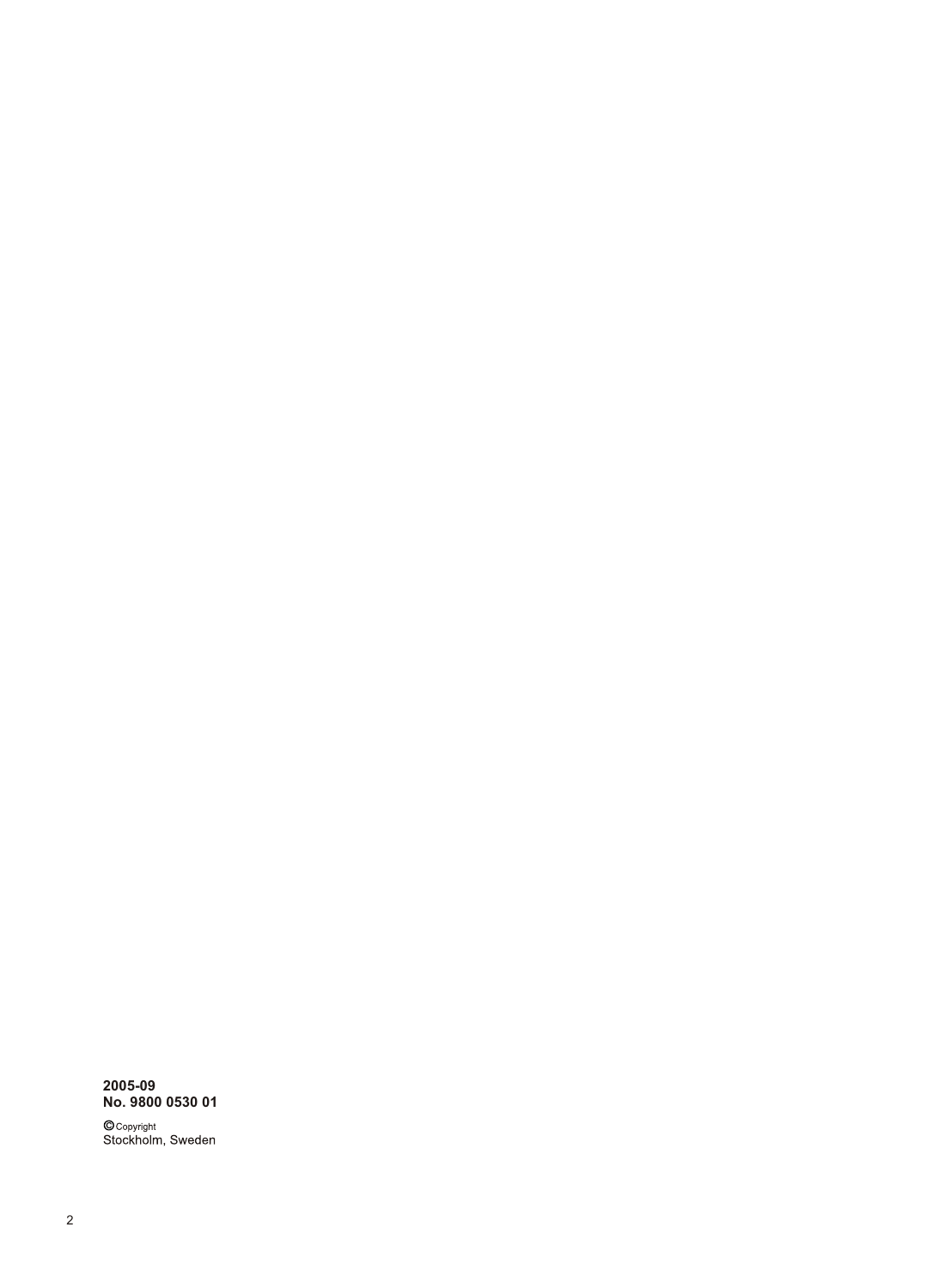**2005-09**
**No. 9800 0530 01**

© Copyright
Stockholm, Sweden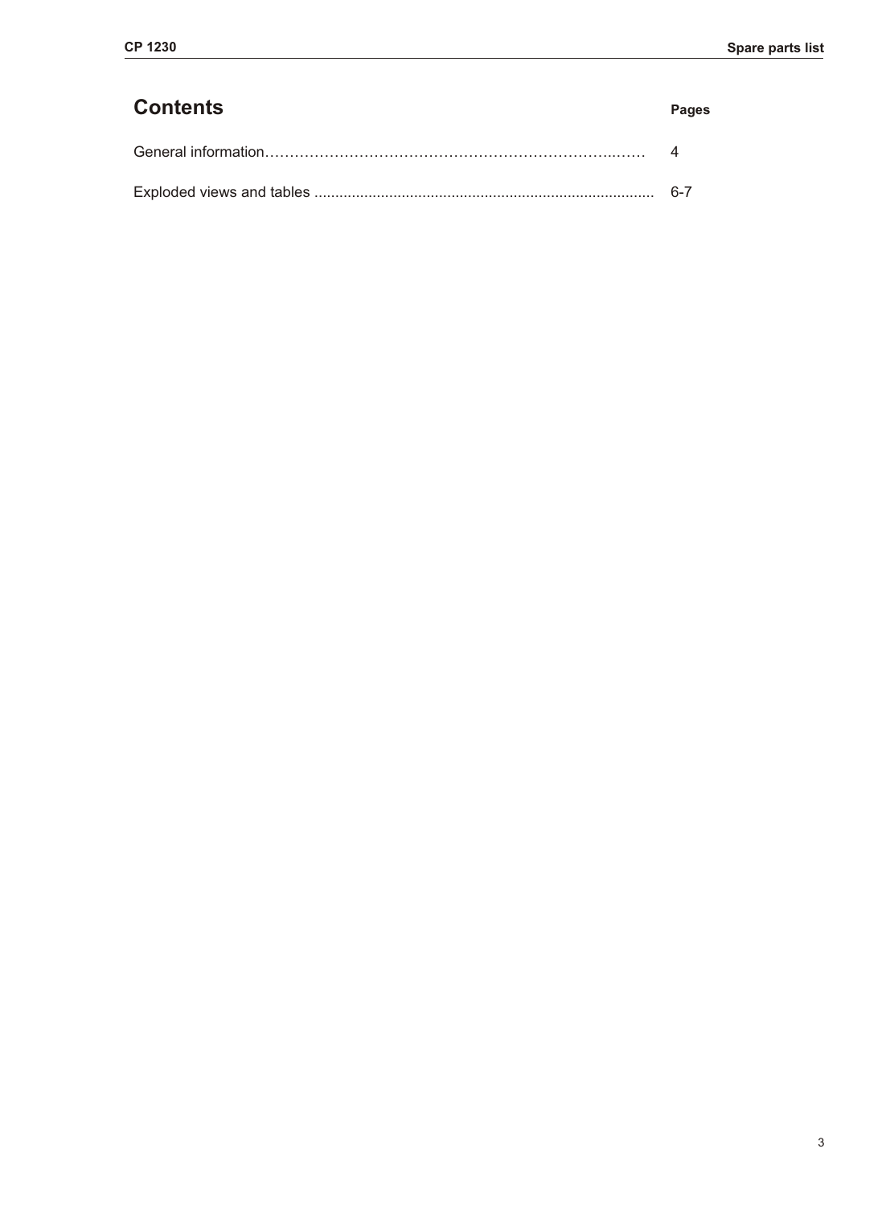## Contents

| | Pages |
|---|---|
| General information………………………………………………………………..…… | 4 |
| Exploded views and tables ................................................................................ | 6-7 |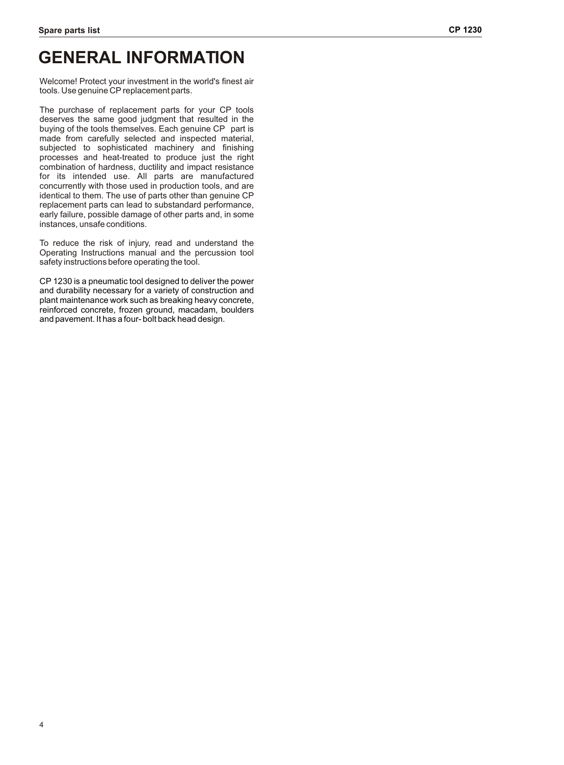# GENERAL INFORMATION

Welcome! Protect your investment in the world's finest air tools. Use genuine CP replacement parts.

The purchase of replacement parts for your CP tools deserves the same good judgment that resulted in the buying of the tools themselves. Each genuine CP part is made from carefully selected and inspected material, subjected to sophisticated machinery and finishing processes and heat-treated to produce just the right combination of hardness, ductility and impact resistance for its intended use. All parts are manufactured concurrently with those used in production tools, and are identical to them. The use of parts other than genuine CP replacement parts can lead to substandard performance, early failure, possible damage of other parts and, in some instances, unsafe conditions.

To reduce the risk of injury, read and understand the Operating Instructions manual and the percussion tool safety instructions before operating the tool.

CP 1230 is a pneumatic tool designed to deliver the power and durability necessary for a variety of construction and plant maintenance work such as breaking heavy concrete, reinforced concrete, frozen ground, macadam, boulders and pavement. It has a four- bolt back head design.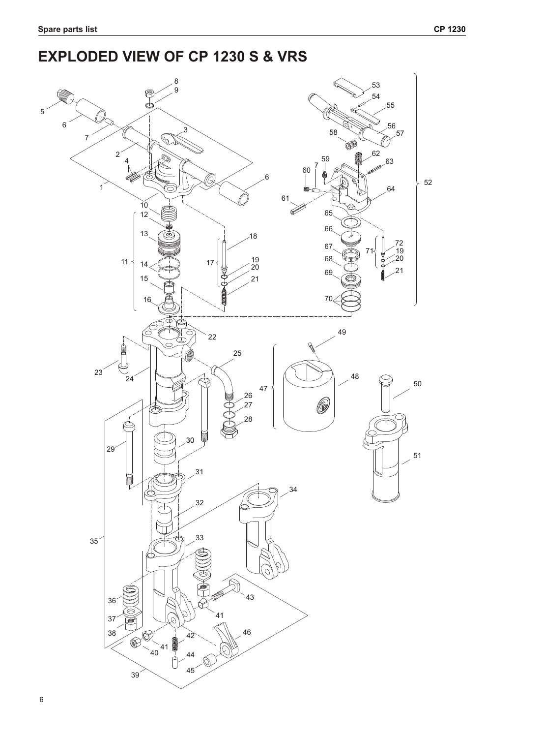# EXPLODED VIEW OF CP 1230 S & VRS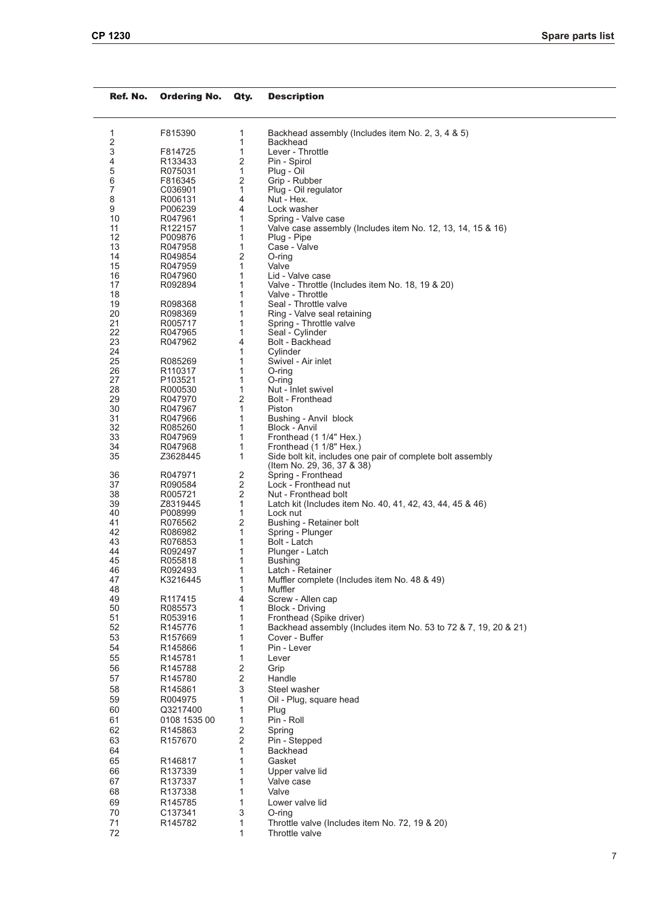| Ref. No. | Ordering No. | Qty. | Description |
|---|---|---|---|
| 1 | F815390 | 1 | Backhead assembly (Includes item No. 2, 3, 4 & 5) |
| 2 | | 1 | Backhead |
| 3 | F814725 | 1 | Lever - Throttle |
| 4 | R133433 | 2 | Pin - Spirol |
| 5 | R075031 | 1 | Plug - Oil |
| 6 | F816345 | 2 | Grip - Rubber |
| 7 | C036901 | 1 | Plug - Oil regulator |
| 8 | R006131 | 4 | Nut - Hex. |
| 9 | P006239 | 4 | Lock washer |
| 10 | R047961 | 1 | Spring - Valve case |
| 11 | R122157 | 1 | Valve case assembly (Includes item No. 12, 13, 14, 15 & 16) |
| 12 | P009876 | 1 | Plug - Pipe |
| 13 | R047958 | 1 | Case - Valve |
| 14 | R049854 | 2 | O-ring |
| 15 | R047959 | 1 | Valve |
| 16 | R047960 | 1 | Lid - Valve case |
| 17 | R092894 | 1 | Valve - Throttle (Includes item No. 18, 19 & 20) |
| 18 | | 1 | Valve - Throttle |
| 19 | R098368 | 1 | Seal - Throttle valve |
| 20 | R098369 | 1 | Ring - Valve seal retaining |
| 21 | R005717 | 1 | Spring - Throttle valve |
| 22 | R047965 | 1 | Seal - Cylinder |
| 23 | R047962 | 4 | Bolt - Backhead |
| 24 | | 1 | Cylinder |
| 25 | R085269 | 1 | Swivel - Air inlet |
| 26 | R110317 | 1 | O-ring |
| 27 | P103521 | 1 | O-ring |
| 28 | R000530 | 1 | Nut - Inlet swivel |
| 29 | R047970 | 2 | Bolt - Fronthead |
| 30 | R047967 | 1 | Piston |
| 31 | R047966 | 1 | Bushing - Anvil block |
| 32 | R085260 | 1 | Block - Anvil |
| 33 | R047969 | 1 | Fronthead (1 1/4" Hex.) |
| 34 | R047968 | 1 | Fronthead (1 1/8" Hex.) |
| 35 | Z3628445 | 1 | Side bolt kit, includes one pair of complete bolt assembly (Item No. 29, 36, 37 & 38) |
| 36 | R047971 | 2 | Spring - Fronthead |
| 37 | R090584 | 2 | Lock - Fronthead nut |
| 38 | R005721 | 2 | Nut - Fronthead bolt |
| 39 | Z8319445 | 1 | Latch kit (Includes item No. 40, 41, 42, 43, 44, 45 & 46) |
| 40 | P008999 | 1 | Lock nut |
| 41 | R076562 | 2 | Bushing - Retainer bolt |
| 42 | R086982 | 1 | Spring - Plunger |
| 43 | R076853 | 1 | Bolt - Latch |
| 44 | R092497 | 1 | Plunger - Latch |
| 45 | R055818 | 1 | Bushing |
| 46 | R092493 | 1 | Latch - Retainer |
| 47 | K3216445 | 1 | Muffler complete (Includes item No. 48 & 49) |
| 48 | | 1 | Muffler |
| 49 | R117415 | 4 | Screw - Allen cap |
| 50 | R085573 | 1 | Block - Driving |
| 51 | R053916 | 1 | Fronthead (Spike driver) |
| 52 | R145776 | 1 | Backhead assembly (Includes item No. 53 to 72 & 7, 19, 20 & 21) |
| 53 | R157669 | 1 | Cover - Buffer |
| 54 | R145866 | 1 | Pin - Lever |
| 55 | R145781 | 1 | Lever |
| 56 | R145788 | 2 | Grip |
| 57 | R145780 | 2 | Handle |
| 58 | R145861 | 3 | Steel washer |
| 59 | R004975 | 1 | Oil - Plug, square head |
| 60 | Q3217400 | 1 | Plug |
| 61 | 0108 1535 00 | 1 | Pin - Roll |
| 62 | R145863 | 2 | Spring |
| 63 | R157670 | 2 | Pin - Stepped |
| 64 | | 1 | Backhead |
| 65 | R146817 | 1 | Gasket |
| 66 | R137339 | 1 | Upper valve lid |
| 67 | R137337 | 1 | Valve case |
| 68 | R137338 | 1 | Valve |
| 69 | R145785 | 1 | Lower valve lid |
| 70 | C137341 | 3 | O-ring |
| 71 | R145782 | 1 | Throttle valve (Includes item No. 72, 19 & 20) |
| 72 | | 1 | Throttle valve |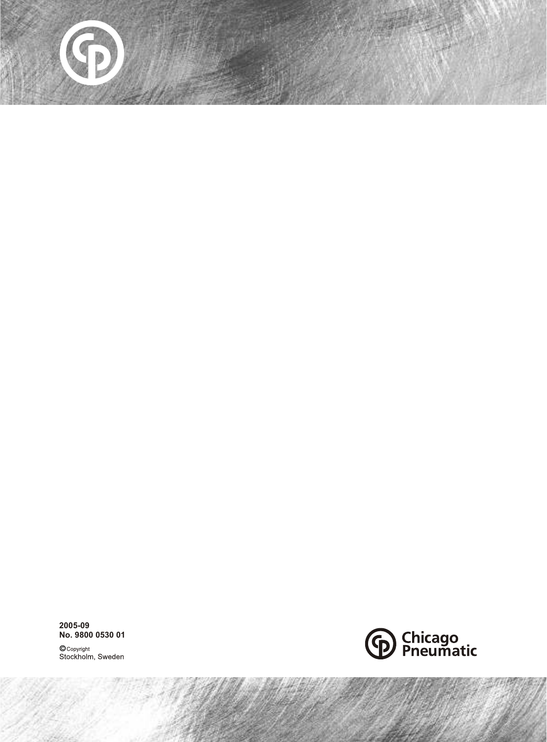2005-09
**No. 9800 0530 01**

© Copyright
Stockholm, Sweden

Chicago
Pneumatic